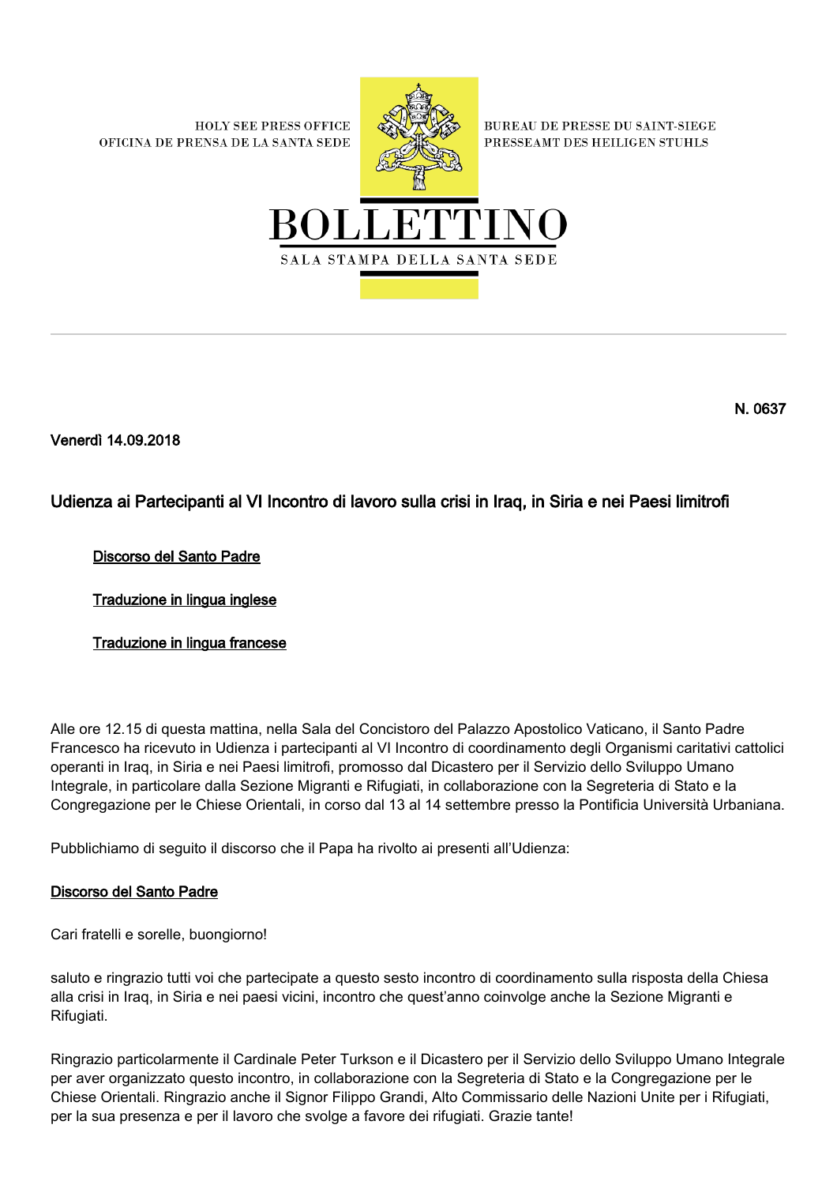HOLY SEE PRESS OFFICE
OFICINA DE PRENSA DE LA SANTA SEDE

BUREAU DE PRESSE DU SAINT-SIEGE
PRESSEAMT DES HEILIGEN STUHLS

# BOLLETTINO

SALA STAMPA DELLA SANTA SEDE

N. 0637

Venerdì 14.09.2018

## Udienza ai Partecipanti al VI Incontro di lavoro sulla crisi in Iraq, in Siria e nei Paesi limitrofi

- Discorso del Santo Padre
- Traduzione in lingua inglese
- Traduzione in lingua francese

Alle ore 12.15 di questa mattina, nella Sala del Concistoro del Palazzo Apostolico Vaticano, il Santo Padre Francesco ha ricevuto in Udienza i partecipanti al VI Incontro di coordinamento degli Organismi caritativi cattolici operanti in Iraq, in Siria e nei Paesi limitrofi, promosso dal Dicastero per il Servizio dello Sviluppo Umano Integrale, in particolare dalla Sezione Migranti e Rifugiati, in collaborazione con la Segreteria di Stato e la Congregazione per le Chiese Orientali, in corso dal 13 al 14 settembre presso la Pontificia Università Urbaniana.

Pubblichiamo di seguito il discorso che il Papa ha rivolto ai presenti all'Udienza:

### Discorso del Santo Padre

Cari fratelli e sorelle, buongiorno!

saluto e ringrazio tutti voi che partecipate a questo sesto incontro di coordinamento sulla risposta della Chiesa alla crisi in Iraq, in Siria e nei paesi vicini, incontro che quest'anno coinvolge anche la Sezione Migranti e Rifugiati.

Ringrazio particolarmente il Cardinale Peter Turkson e il Dicastero per il Servizio dello Sviluppo Umano Integrale per aver organizzato questo incontro, in collaborazione con la Segreteria di Stato e la Congregazione per le Chiese Orientali. Ringrazio anche il Signor Filippo Grandi, Alto Commissario delle Nazioni Unite per i Rifugiati, per la sua presenza e per il lavoro che svolge a favore dei rifugiati. Grazie tante!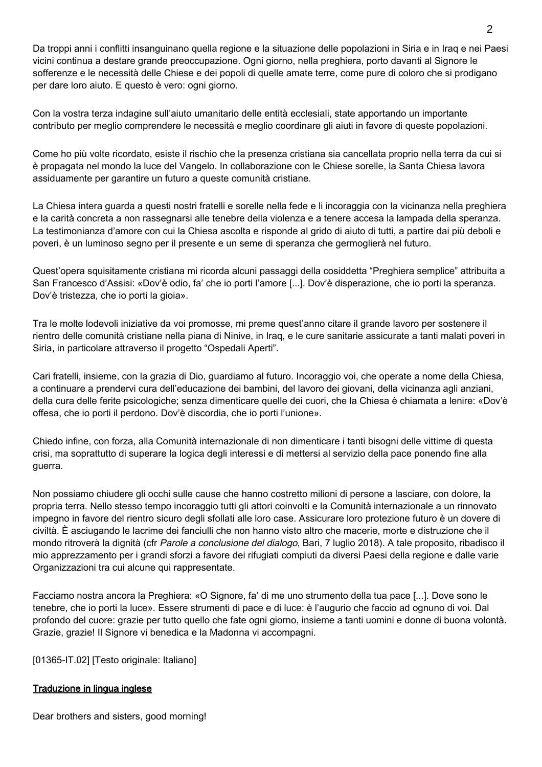Da troppi anni i conflitti insanguinano quella regione e la situazione delle popolazioni in Siria e in Iraq e nei Paesi vicini continua a destare grande preoccupazione. Ogni giorno, nella preghiera, porto davanti al Signore le sofferenze e le necessità delle Chiese e dei popoli di quelle amate terre, come pure di coloro che si prodigano per dare loro aiuto. E questo è vero: ogni giorno.

Con la vostra terza indagine sull'aiuto umanitario delle entità ecclesiali, state apportando un importante contributo per meglio comprendere le necessità e meglio coordinare gli aiuti in favore di queste popolazioni.

Come ho più volte ricordato, esiste il rischio che la presenza cristiana sia cancellata proprio nella terra da cui si è propagata nel mondo la luce del Vangelo. In collaborazione con le Chiese sorelle, la Santa Chiesa lavora assiduamente per garantire un futuro a queste comunità cristiane.

La Chiesa intera guarda a questi nostri fratelli e sorelle nella fede e li incoraggia con la vicinanza nella preghiera e la carità concreta a non rassegnarsi alle tenebre della violenza e a tenere accesa la lampada della speranza. La testimonianza d'amore con cui la Chiesa ascolta e risponde al grido di aiuto di tutti, a partire dai più deboli e poveri, è un luminoso segno per il presente e un seme di speranza che germoglierà nel futuro.

Quest'opera squisitamente cristiana mi ricorda alcuni passaggi della cosiddetta "Preghiera semplice" attribuita a San Francesco d'Assisi: «Dov'è odio, fa' che io porti l'amore [...]. Dov'è disperazione, che io porti la speranza. Dov'è tristezza, che io porti la gioia».

Tra le molte lodevoli iniziative da voi promosse, mi preme quest'anno citare il grande lavoro per sostenere il rientro delle comunità cristiane nella piana di Ninive, in Iraq, e le cure sanitarie assicurate a tanti malati poveri in Siria, in particolare attraverso il progetto "Ospedali Aperti".

Cari fratelli, insieme, con la grazia di Dio, guardiamo al futuro. Incoraggio voi, che operate a nome della Chiesa, a continuare a prendervi cura dell'educazione dei bambini, del lavoro dei giovani, della vicinanza agli anziani, della cura delle ferite psicologiche; senza dimenticare quelle dei cuori, che la Chiesa è chiamata a lenire: «Dov'è offesa, che io porti il perdono. Dov'è discordia, che io porti l'unione».

Chiedo infine, con forza, alla Comunità internazionale di non dimenticare i tanti bisogni delle vittime di questa crisi, ma soprattutto di superare la logica degli interessi e di mettersi al servizio della pace ponendo fine alla guerra.

Non possiamo chiudere gli occhi sulle cause che hanno costretto milioni di persone a lasciare, con dolore, la propria terra. Nello stesso tempo incoraggio tutti gli attori coinvolti e la Comunità internazionale a un rinnovato impegno in favore del rientro sicuro degli sfollati alle loro case. Assicurare loro protezione futuro è un dovere di civiltà. È asciugando le lacrime dei fanciulli che non hanno visto altro che macerie, morte e distruzione che il mondo ritroverà la dignità (cfr *Parole a conclusione del dialogo*, Bari, 7 luglio 2018). A tale proposito, ribadisco il mio apprezzamento per i grandi sforzi a favore dei rifugiati compiuti da diversi Paesi della regione e dalle varie Organizzazioni tra cui alcune qui rappresentate.

Facciamo nostra ancora la Preghiera: «O Signore, fa' di me uno strumento della tua pace [...]. Dove sono le tenebre, che io porti la luce». Essere strumenti di pace e di luce: è l'augurio che faccio ad ognuno di voi. Dal profondo del cuore: grazie per tutto quello che fate ogni giorno, insieme a tanti uomini e donne di buona volontà. Grazie, grazie! Il Signore vi benedica e la Madonna vi accompagni.

[01365-IT.02] [Testo originale: Italiano]

**Traduzione in lingua inglese**

Dear brothers and sisters, good morning!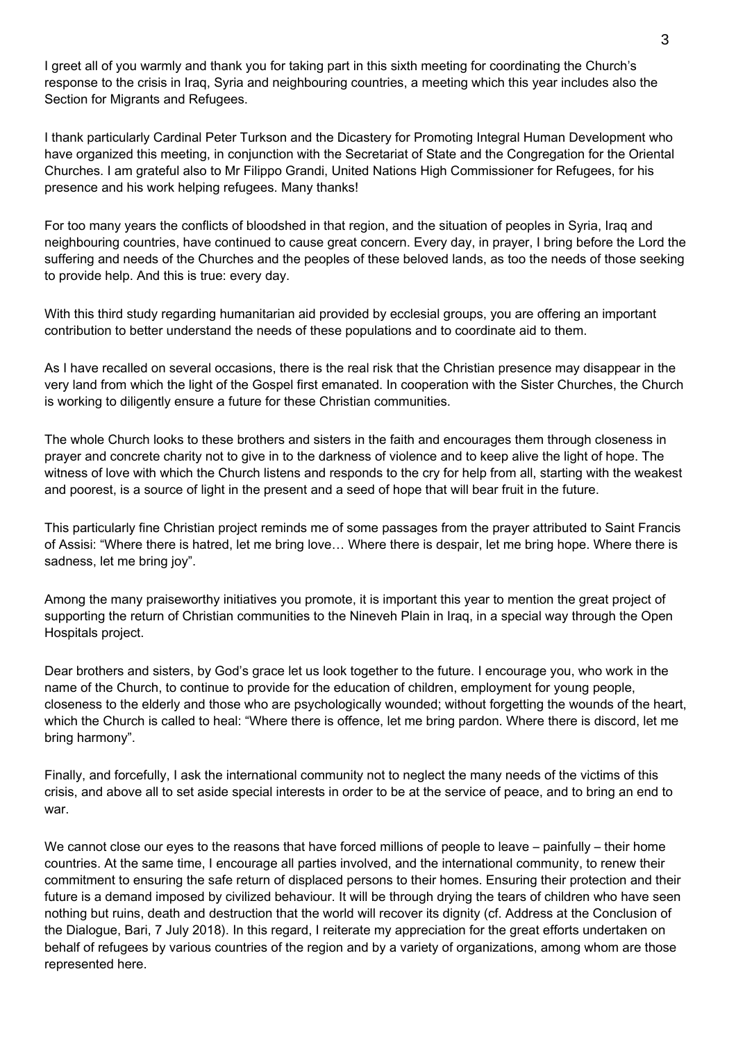I greet all of you warmly and thank you for taking part in this sixth meeting for coordinating the Church's response to the crisis in Iraq, Syria and neighbouring countries, a meeting which this year includes also the Section for Migrants and Refugees.

I thank particularly Cardinal Peter Turkson and the Dicastery for Promoting Integral Human Development who have organized this meeting, in conjunction with the Secretariat of State and the Congregation for the Oriental Churches. I am grateful also to Mr Filippo Grandi, United Nations High Commissioner for Refugees, for his presence and his work helping refugees. Many thanks!

For too many years the conflicts of bloodshed in that region, and the situation of peoples in Syria, Iraq and neighbouring countries, have continued to cause great concern. Every day, in prayer, I bring before the Lord the suffering and needs of the Churches and the peoples of these beloved lands, as too the needs of those seeking to provide help. And this is true: every day.

With this third study regarding humanitarian aid provided by ecclesial groups, you are offering an important contribution to better understand the needs of these populations and to coordinate aid to them.

As I have recalled on several occasions, there is the real risk that the Christian presence may disappear in the very land from which the light of the Gospel first emanated. In cooperation with the Sister Churches, the Church is working to diligently ensure a future for these Christian communities.

The whole Church looks to these brothers and sisters in the faith and encourages them through closeness in prayer and concrete charity not to give in to the darkness of violence and to keep alive the light of hope. The witness of love with which the Church listens and responds to the cry for help from all, starting with the weakest and poorest, is a source of light in the present and a seed of hope that will bear fruit in the future.

This particularly fine Christian project reminds me of some passages from the prayer attributed to Saint Francis of Assisi: "Where there is hatred, let me bring love… Where there is despair, let me bring hope. Where there is sadness, let me bring joy".

Among the many praiseworthy initiatives you promote, it is important this year to mention the great project of supporting the return of Christian communities to the Nineveh Plain in Iraq, in a special way through the Open Hospitals project.

Dear brothers and sisters, by God's grace let us look together to the future. I encourage you, who work in the name of the Church, to continue to provide for the education of children, employment for young people, closeness to the elderly and those who are psychologically wounded; without forgetting the wounds of the heart, which the Church is called to heal: "Where there is offence, let me bring pardon. Where there is discord, let me bring harmony".

Finally, and forcefully, I ask the international community not to neglect the many needs of the victims of this crisis, and above all to set aside special interests in order to be at the service of peace, and to bring an end to war.

We cannot close our eyes to the reasons that have forced millions of people to leave – painfully – their home countries. At the same time, I encourage all parties involved, and the international community, to renew their commitment to ensuring the safe return of displaced persons to their homes. Ensuring their protection and their future is a demand imposed by civilized behaviour. It will be through drying the tears of children who have seen nothing but ruins, death and destruction that the world will recover its dignity (cf. Address at the Conclusion of the Dialogue, Bari, 7 July 2018). In this regard, I reiterate my appreciation for the great efforts undertaken on behalf of refugees by various countries of the region and by a variety of organizations, among whom are those represented here.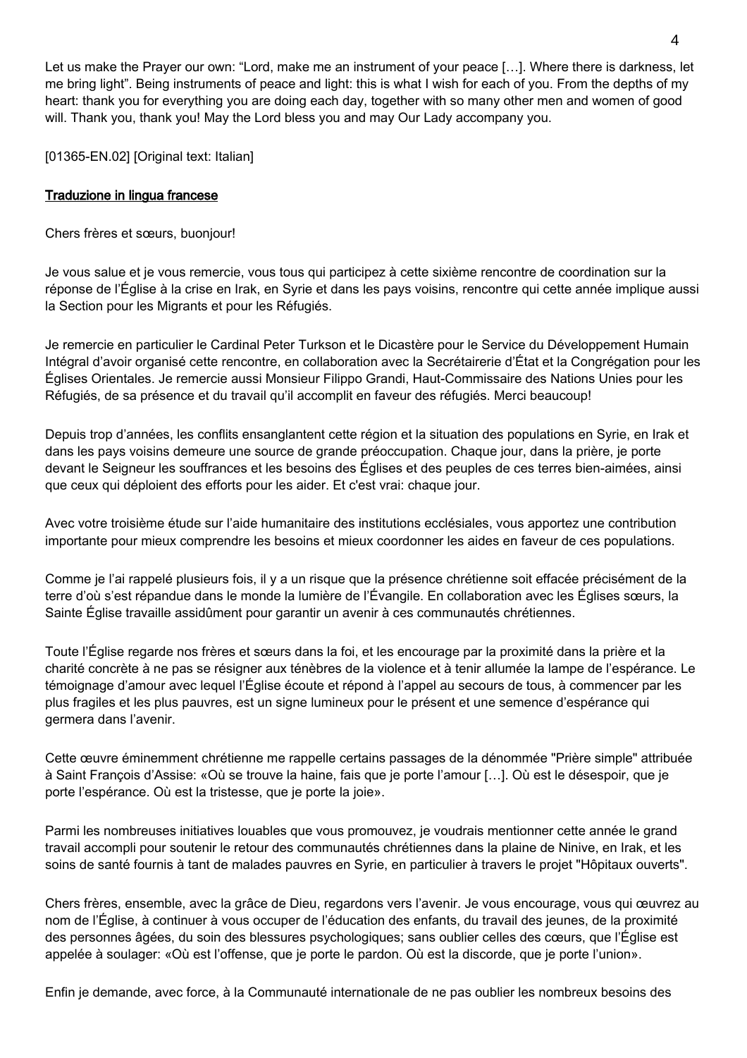Let us make the Prayer our own: “Lord, make me an instrument of your peace […]. Where there is darkness, let me bring light”. Being instruments of peace and light: this is what I wish for each of you. From the depths of my heart: thank you for everything you are doing each day, together with so many other men and women of good will. Thank you, thank you! May the Lord bless you and may Our Lady accompany you.

[01365-EN.02] [Original text: Italian]

## Traduzione in lingua francese

Chers frères et sœurs, buonjour!

Je vous salue et je vous remercie, vous tous qui participez à cette sixième rencontre de coordination sur la réponse de l’Église à la crise en Irak, en Syrie et dans les pays voisins, rencontre qui cette année implique aussi la Section pour les Migrants et pour les Réfugiés.

Je remercie en particulier le Cardinal Peter Turkson et le Dicastère pour le Service du Développement Humain Intégral d’avoir organisé cette rencontre, en collaboration avec la Secrétairerie d’État et la Congrégation pour les Églises Orientales. Je remercie aussi Monsieur Filippo Grandi, Haut-Commissaire des Nations Unies pour les Réfugiés, de sa présence et du travail qu’il accomplit en faveur des réfugiés. Merci beaucoup!

Depuis trop d’années, les conflits ensanglantent cette région et la situation des populations en Syrie, en Irak et dans les pays voisins demeure une source de grande préoccupation. Chaque jour, dans la prière, je porte devant le Seigneur les souffrances et les besoins des Églises et des peuples de ces terres bien-aimées, ainsi que ceux qui déploient des efforts pour les aider. Et c'est vrai: chaque jour.

Avec votre troisième étude sur l’aide humanitaire des institutions ecclésiales, vous apportez une contribution importante pour mieux comprendre les besoins et mieux coordonner les aides en faveur de ces populations.

Comme je l’ai rappelé plusieurs fois, il y a un risque que la présence chrétienne soit effacée précisément de la terre d’où s’est répandue dans le monde la lumière de l’Évangile. En collaboration avec les Églises sœurs, la Sainte Église travaille assidûment pour garantir un avenir à ces communautés chrétiennes.

Toute l’Église regarde nos frères et sœurs dans la foi, et les encourage par la proximité dans la prière et la charité concrète à ne pas se résigner aux ténèbres de la violence et à tenir allumée la lampe de l’espérance. Le témoignage d’amour avec lequel l’Église écoute et répond à l’appel au secours de tous, à commencer par les plus fragiles et les plus pauvres, est un signe lumineux pour le présent et une semence d’espérance qui germera dans l’avenir.

Cette œuvre éminemment chrétienne me rappelle certains passages de la dénommée "Prière simple" attribuée à Saint François d’Assise: «Où se trouve la haine, fais que je porte l’amour […]. Où est le désespoir, que je porte l’espérance. Où est la tristesse, que je porte la joie».

Parmi les nombreuses initiatives louables que vous promouvez, je voudrais mentionner cette année le grand travail accompli pour soutenir le retour des communautés chrétiennes dans la plaine de Ninive, en Irak, et les soins de santé fournis à tant de malades pauvres en Syrie, en particulier à travers le projet "Hôpitaux ouverts".

Chers frères, ensemble, avec la grâce de Dieu, regardons vers l’avenir. Je vous encourage, vous qui œuvrez au nom de l’Église, à continuer à vous occuper de l’éducation des enfants, du travail des jeunes, de la proximité des personnes âgées, du soin des blessures psychologiques; sans oublier celles des cœurs, que l’Église est appelée à soulager: «Où est l’offense, que je porte le pardon. Où est la discorde, que je porte l’union».

Enfin je demande, avec force, à la Communauté internationale de ne pas oublier les nombreux besoins des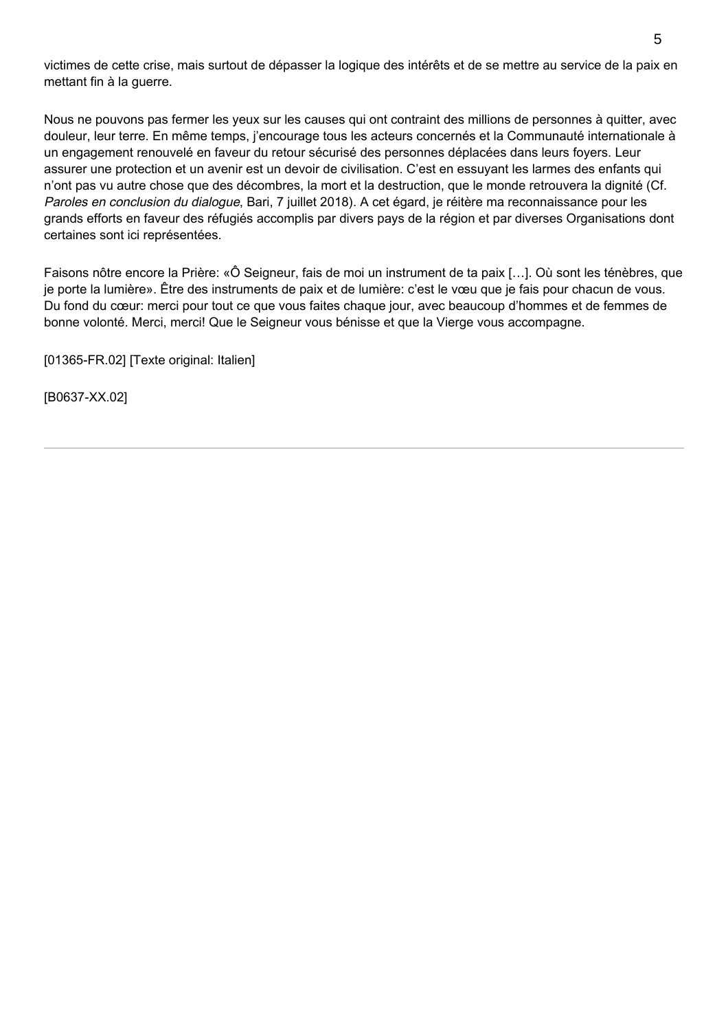victimes de cette crise, mais surtout de dépasser la logique des intérêts et de se mettre au service de la paix en mettant fin à la guerre.

Nous ne pouvons pas fermer les yeux sur les causes qui ont contraint des millions de personnes à quitter, avec douleur, leur terre. En même temps, j'encourage tous les acteurs concernés et la Communauté internationale à un engagement renouvelé en faveur du retour sécurisé des personnes déplacées dans leurs foyers. Leur assurer une protection et un avenir est un devoir de civilisation. C'est en essuyant les larmes des enfants qui n'ont pas vu autre chose que des décombres, la mort et la destruction, que le monde retrouvera la dignité (Cf. *Paroles en conclusion du dialogue*, Bari, 7 juillet 2018). A cet égard, je réitère ma reconnaissance pour les grands efforts en faveur des réfugiés accomplis par divers pays de la région et par diverses Organisations dont certaines sont ici représentées.

Faisons nôtre encore la Prière: «Ô Seigneur, fais de moi un instrument de ta paix […]. Où sont les ténèbres, que je porte la lumière». Être des instruments de paix et de lumière: c'est le vœu que je fais pour chacun de vous. Du fond du cœur: merci pour tout ce que vous faites chaque jour, avec beaucoup d'hommes et de femmes de bonne volonté. Merci, merci! Que le Seigneur vous bénisse et que la Vierge vous accompagne.

[01365-FR.02] [Texte original: Italien]

[B0637-XX.02]